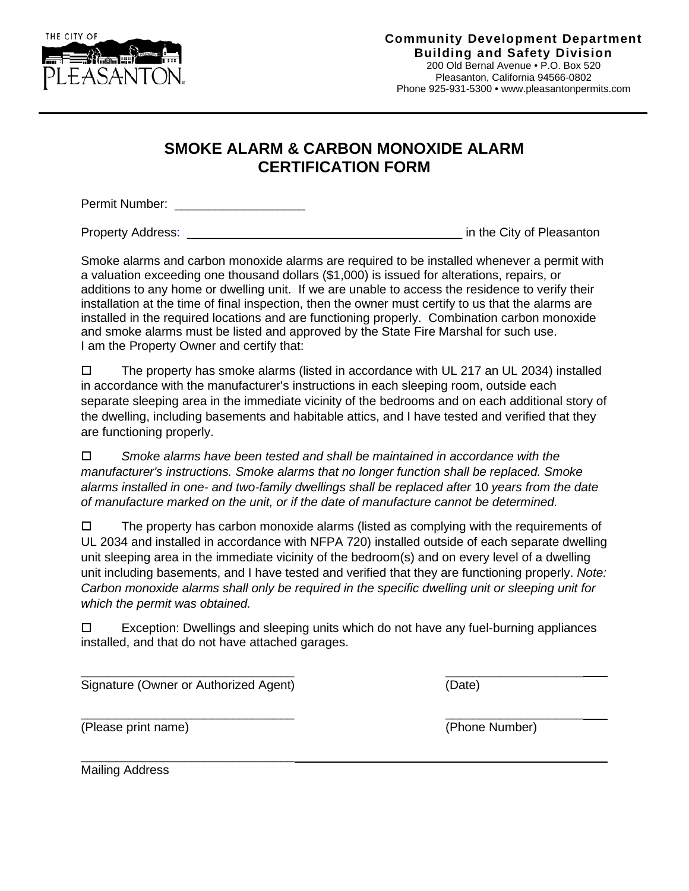THE CITY OF PLEASANTON

**Community Development Department**
**Building and Safety Division**
200 Old Bernal Avenue • P.O. Box 520
Pleasanton, California 94566-0802
Phone 925-931-5300 • www.pleasantonpermits.com

# SMOKE ALARM & CARBON MONOXIDE ALARM CERTIFICATION FORM

Permit Number: ___________________

Property Address: ________________________________________ in the City of Pleasanton

Smoke alarms and carbon monoxide alarms are required to be installed whenever a permit with a valuation exceeding one thousand dollars ($1,000) is issued for alterations, repairs, or additions to any home or dwelling unit. If we are unable to access the residence to verify their installation at the time of final inspection, then the owner must certify to us that the alarms are installed in the required locations and are functioning properly. Combination carbon monoxide and smoke alarms must be listed and approved by the State Fire Marshal for such use.
I am the Property Owner and certify that:

☐ The property has smoke alarms (listed in accordance with UL 217 an UL 2034) installed in accordance with the manufacturer's instructions in each sleeping room, outside each separate sleeping area in the immediate vicinity of the bedrooms and on each additional story of the dwelling, including basements and habitable attics, and I have tested and verified that they are functioning properly.

☐ *Smoke alarms have been tested and shall be maintained in accordance with the manufacturer's instructions. Smoke alarms that no longer function shall be replaced. Smoke alarms installed in one- and two-family dwellings shall be replaced after* 10 *years from the date of manufacture marked on the unit, or if the date of manufacture cannot be determined.*

☐ The property has carbon monoxide alarms (listed as complying with the requirements of UL 2034 and installed in accordance with NFPA 720) installed outside of each separate dwelling unit sleeping area in the immediate vicinity of the bedroom(s) and on every level of a dwelling unit including basements, and I have tested and verified that they are functioning properly. *Note: Carbon monoxide alarms shall only be required in the specific dwelling unit or sleeping unit for which the permit was obtained.*

☐ Exception: Dwellings and sleeping units which do not have any fuel-burning appliances installed, and that do not have attached garages.

________________________________ ________________________
Signature (Owner or Authorized Agent) (Date)

________________________________ ________________________
(Please print name) (Phone Number)

________________________________________________________________
Mailing Address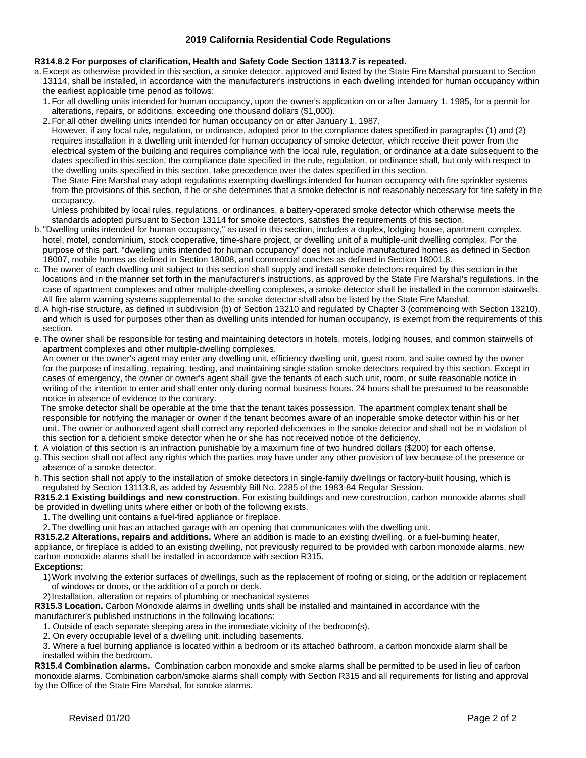## 2019 California Residential Code Regulations

**R314.8.2 For purposes of clarification, Health and Safety Code Section 13113.7 is repeated.**

a. Except as otherwise provided in this section, a smoke detector, approved and listed by the State Fire Marshal pursuant to Section 13114, shall be installed, in accordance with the manufacturer's instructions in each dwelling intended for human occupancy within the earliest applicable time period as follows:
   1. For all dwelling units intended for human occupancy, upon the owner's application on or after January 1, 1985, for a permit for alterations, repairs, or additions, exceeding one thousand dollars ($1,000).
   2. For all other dwelling units intended for human occupancy on or after January 1, 1987.

   However, if any local rule, regulation, or ordinance, adopted prior to the compliance dates specified in paragraphs (1) and (2) requires installation in a dwelling unit intended for human occupancy of smoke detector, which receive their power from the electrical system of the building and requires compliance with the local rule, regulation, or ordinance at a date subsequent to the dates specified in this section, the compliance date specified in the rule, regulation, or ordinance shall, but only with respect to the dwelling units specified in this section, take precedence over the dates specified in this section.

   The State Fire Marshal may adopt regulations exempting dwellings intended for human occupancy with fire sprinkler systems from the provisions of this section, if he or she determines that a smoke detector is not reasonably necessary for fire safety in the occupancy.

   Unless prohibited by local rules, regulations, or ordinances, a battery-operated smoke detector which otherwise meets the standards adopted pursuant to Section 13114 for smoke detectors, satisfies the requirements of this section.

b. "Dwelling units intended for human occupancy," as used in this section, includes a duplex, lodging house, apartment complex, hotel, motel, condominium, stock cooperative, time-share project, or dwelling unit of a multiple-unit dwelling complex. For the purpose of this part, "dwelling units intended for human occupancy" does not include manufactured homes as defined in Section 18007, mobile homes as defined in Section 18008, and commercial coaches as defined in Section 18001.8.

c. The owner of each dwelling unit subject to this section shall supply and install smoke detectors required by this section in the locations and in the manner set forth in the manufacturer's instructions, as approved by the State Fire Marshal's regulations. In the case of apartment complexes and other multiple-dwelling complexes, a smoke detector shall be installed in the common stairwells. All fire alarm warning systems supplemental to the smoke detector shall also be listed by the State Fire Marshal.

d. A high-rise structure, as defined in subdivision (b) of Section 13210 and regulated by Chapter 3 (commencing with Section 13210), and which is used for purposes other than as dwelling units intended for human occupancy, is exempt from the requirements of this section.

e. The owner shall be responsible for testing and maintaining detectors in hotels, motels, lodging houses, and common stairwells of apartment complexes and other multiple-dwelling complexes.

   An owner or the owner's agent may enter any dwelling unit, efficiency dwelling unit, guest room, and suite owned by the owner for the purpose of installing, repairing, testing, and maintaining single station smoke detectors required by this section. Except in cases of emergency, the owner or owner's agent shall give the tenants of each such unit, room, or suite reasonable notice in writing of the intention to enter and shall enter only during normal business hours. 24 hours shall be presumed to be reasonable notice in absence of evidence to the contrary.

   The smoke detector shall be operable at the time that the tenant takes possession. The apartment complex tenant shall be responsible for notifying the manager or owner if the tenant becomes aware of an inoperable smoke detector within his or her unit. The owner or authorized agent shall correct any reported deficiencies in the smoke detector and shall not be in violation of this section for a deficient smoke detector when he or she has not received notice of the deficiency.

f. A violation of this section is an infraction punishable by a maximum fine of two hundred dollars ($200) for each offense.

g. This section shall not affect any rights which the parties may have under any other provision of law because of the presence or absence of a smoke detector.

h. This section shall not apply to the installation of smoke detectors in single-family dwellings or factory-built housing, which is regulated by Section 13113.8, as added by Assembly Bill No. 2285 of the 1983-84 Regular Session.

**R315.2.1 Existing buildings and new construction**. For existing buildings and new construction, carbon monoxide alarms shall be provided in dwelling units where either or both of the following exists.

1. The dwelling unit contains a fuel-fired appliance or fireplace.
2. The dwelling unit has an attached garage with an opening that communicates with the dwelling unit.

**R315.2.2 Alterations, repairs and additions.** Where an addition is made to an existing dwelling, or a fuel-burning heater, appliance, or fireplace is added to an existing dwelling, not previously required to be provided with carbon monoxide alarms, new carbon monoxide alarms shall be installed in accordance with section R315.

**Exceptions:**

1) Work involving the exterior surfaces of dwellings, such as the replacement of roofing or siding, or the addition or replacement of windows or doors, or the addition of a porch or deck.
2) Installation, alteration or repairs of plumbing or mechanical systems

**R315.3 Location.** Carbon Monoxide alarms in dwelling units shall be installed and maintained in accordance with the manufacturer's published instructions in the following locations:

1. Outside of each separate sleeping area in the immediate vicinity of the bedroom(s).
2. On every occupiable level of a dwelling unit, including basements.
3. Where a fuel burning appliance is located within a bedroom or its attached bathroom, a carbon monoxide alarm shall be installed within the bedroom.

**R315.4 Combination alarms.** Combination carbon monoxide and smoke alarms shall be permitted to be used in lieu of carbon monoxide alarms. Combination carbon/smoke alarms shall comply with Section R315 and all requirements for listing and approval by the Office of the State Fire Marshal, for smoke alarms.

Revised 01/20